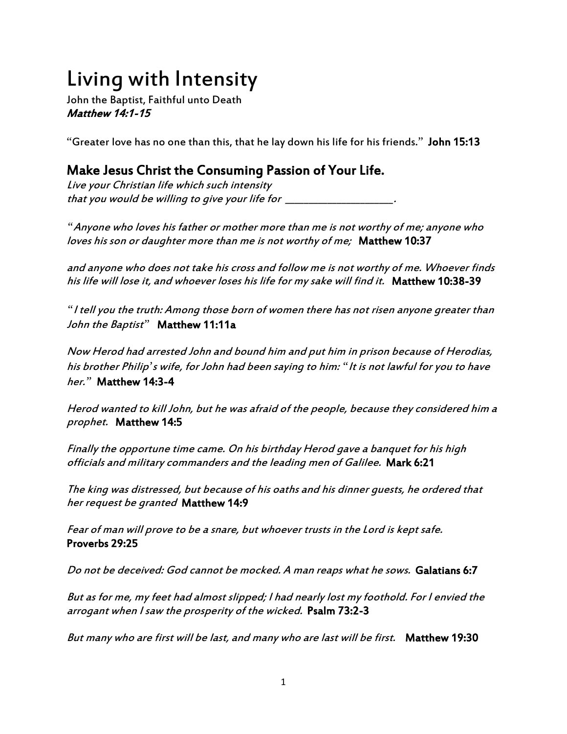# Living with Intensity

John the Baptist, Faithful unto Death
***Matthew 14:1-15***

"Greater love has no one than this, that he lay down his life for his friends." **John 15:13**

## Make Jesus Christ the Consuming Passion of Your Life.

*Live your Christian life which such intensity*
*that you would be willing to give your life for \_\_\_\_\_\_\_\_\_\_\_\_\_\_\_\_\_\_\_\_\_\_.*

"*Anyone who loves his father or mother more than me is not worthy of me; anyone who loves his son or daughter more than me is not worthy of me;* **Matthew 10:37**

*and anyone who does not take his cross and follow me is not worthy of me. Whoever finds his life will lose it, and whoever loses his life for my sake will find it.* **Matthew 10:38-39**

"*I tell you the truth: Among those born of women there has not risen anyone greater than John the Baptist*" **Matthew 11:11a**

*Now Herod had arrested John and bound him and put him in prison because of Herodias, his brother Philip's wife, for John had been saying to him:* "*It is not lawful for you to have her.*" **Matthew 14:3-4**

*Herod wanted to kill John, but he was afraid of the people, because they considered him a prophet.* **Matthew 14:5**

*Finally the opportune time came. On his birthday Herod gave a banquet for his high officials and military commanders and the leading men of Galilee.* **Mark 6:21**

*The king was distressed, but because of his oaths and his dinner guests, he ordered that her request be granted* **Matthew 14:9**

*Fear of man will prove to be a snare, but whoever trusts in the Lord is kept safe.*
**Proverbs 29:25**

*Do not be deceived: God cannot be mocked. A man reaps what he sows.* **Galatians 6:7**

*But as for me, my feet had almost slipped; I had nearly lost my foothold. For I envied the arrogant when I saw the prosperity of the wicked.* **Psalm 73:2-3**

*But many who are first will be last, and many who are last will be first.* **Matthew 19:30**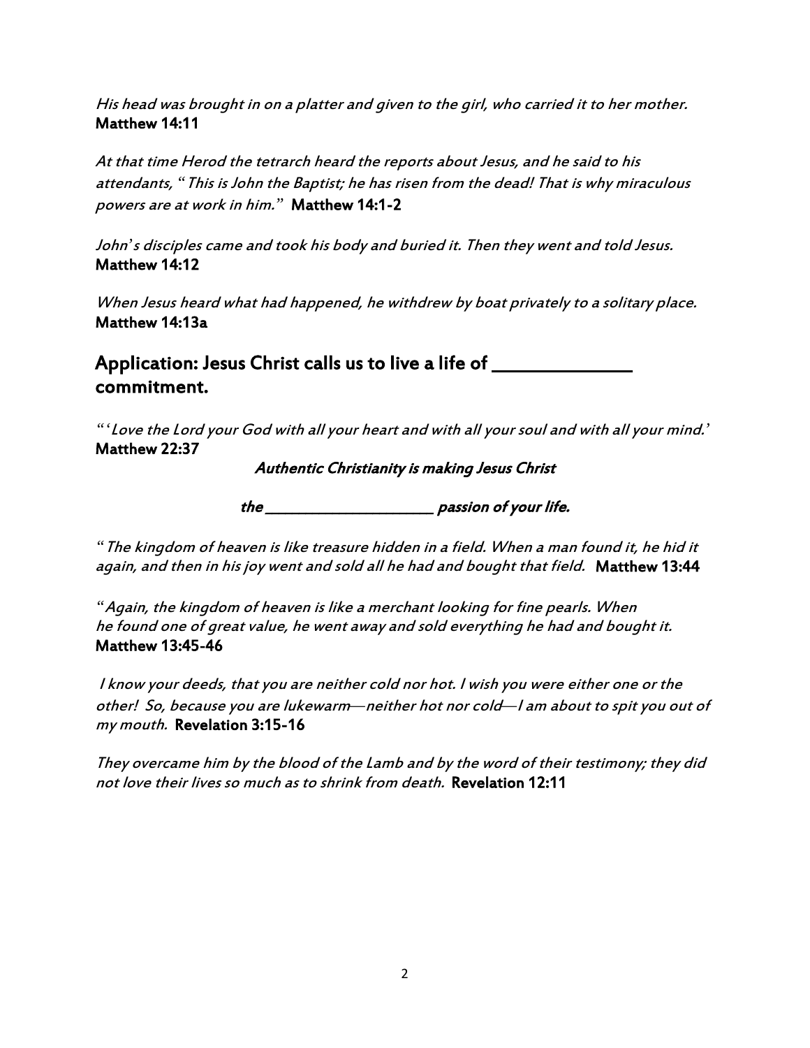*His head was brought in on a platter and given to the girl, who carried it to her mother.*
**Matthew 14:11**

*At that time Herod the tetrarch heard the reports about Jesus, and he said to his attendants, "This is John the Baptist; he has risen from the dead! That is why miraculous powers are at work in him."* **Matthew 14:1-2**

*John's disciples came and took his body and buried it. Then they went and told Jesus.*
**Matthew 14:12**

*When Jesus heard what had happened, he withdrew by boat privately to a solitary place.*
**Matthew 14:13a**

## Application: Jesus Christ calls us to live a life of ______________ commitment.

*"'Love the Lord your God with all your heart and with all your soul and with all your mind.'*
**Matthew 22:37**

***Authentic Christianity is making Jesus Christ***

***the ____________________ passion of your life.***

*"The kingdom of heaven is like treasure hidden in a field. When a man found it, he hid it again, and then in his joy went and sold all he had and bought that field.* **Matthew 13:44**

*"Again, the kingdom of heaven is like a merchant looking for fine pearls. When he found one of great value, he went away and sold everything he had and bought it.*
**Matthew 13:45-46**

*I know your deeds, that you are neither cold nor hot. I wish you were either one or the other! So, because you are lukewarm—neither hot nor cold—I am about to spit you out of my mouth.* **Revelation 3:15-16**

*They overcame him by the blood of the Lamb and by the word of their testimony; they did not love their lives so much as to shrink from death.* **Revelation 12:11**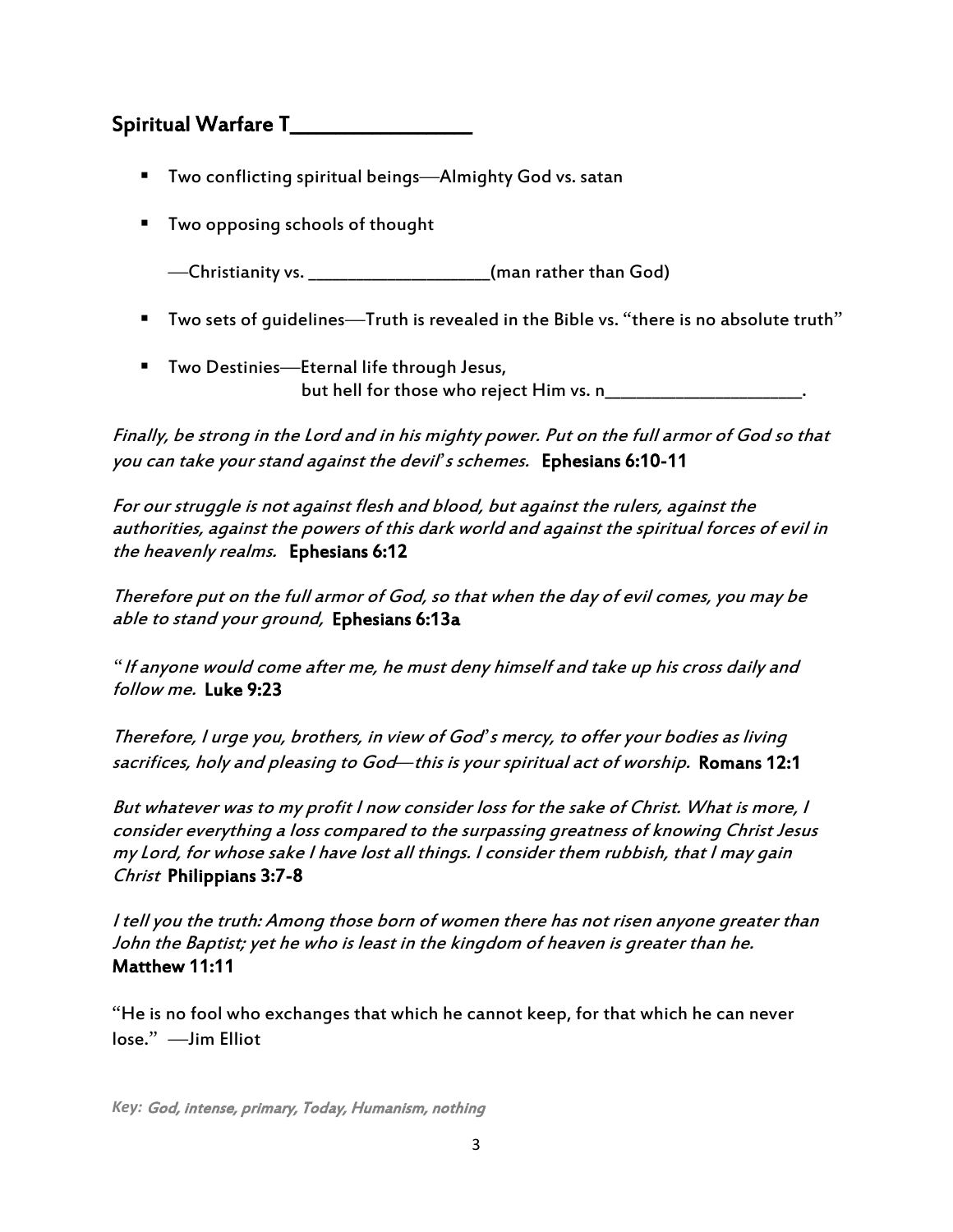## Spiritual Warfare T________________

- Two conflicting spiritual beings—Almighty God vs. satan
- Two opposing schools of thought

  —Christianity vs. ___________________(man rather than God)
- Two sets of guidelines—Truth is revealed in the Bible vs. "there is no absolute truth"
- Two Destinies—Eternal life through Jesus,
  but hell for those who reject Him vs. n_____________________.

*Finally, be strong in the Lord and in his mighty power. Put on the full armor of God so that you can take your stand against the devil's schemes.* **Ephesians 6:10-11**

*For our struggle is not against flesh and blood, but against the rulers, against the authorities, against the powers of this dark world and against the spiritual forces of evil in the heavenly realms.* **Ephesians 6:12**

*Therefore put on the full armor of God, so that when the day of evil comes, you may be able to stand your ground,* **Ephesians 6:13a**

"*If anyone would come after me, he must deny himself and take up his cross daily and follow me.* **Luke 9:23**

*Therefore, I urge you, brothers, in view of God's mercy, to offer your bodies as living sacrifices, holy and pleasing to God—this is your spiritual act of worship.* **Romans 12:1**

*But whatever was to my profit I now consider loss for the sake of Christ. What is more, I consider everything a loss compared to the surpassing greatness of knowing Christ Jesus my Lord, for whose sake I have lost all things. I consider them rubbish, that I may gain Christ* **Philippians 3:7-8**

*I tell you the truth: Among those born of women there has not risen anyone greater than John the Baptist; yet he who is least in the kingdom of heaven is greater than he.* **Matthew 11:11**

"He is no fool who exchanges that which he cannot keep, for that which he can never lose." —Jim Elliot

*Key: God, intense, primary, Today, Humanism, nothing*